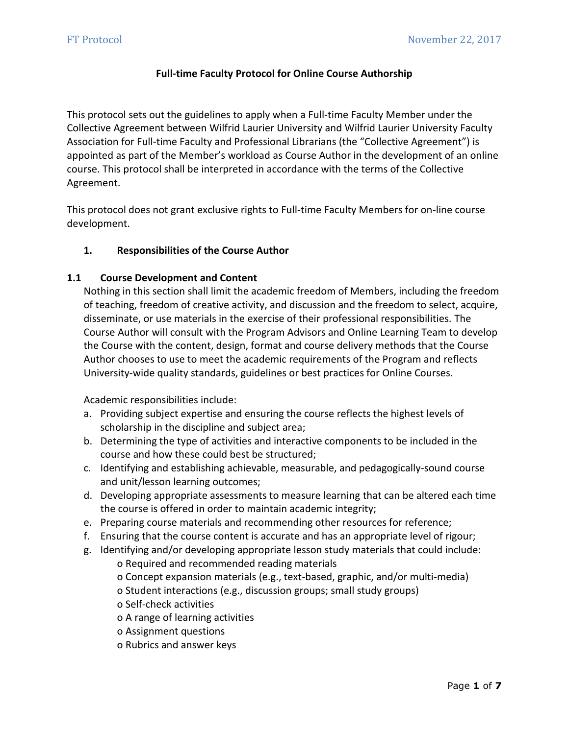# Full-time Faculty Protocol for Online Course Authorship

This protocol sets out the guidelines to apply when a Full-time Faculty Member under the Collective Agreement between Wilfrid Laurier University and Wilfrid Laurier University Faculty Association for Full-time Faculty and Professional Librarians (the "Collective Agreement") is appointed as part of the Member's workload as Course Author in the development of an online course. This protocol shall be interpreted in accordance with the terms of the Collective Agreement.

This protocol does not grant exclusive rights to Full-time Faculty Members for on-line course development.

## 1. Responsibilities of the Course Author

### 1.1 Course Development and Content

Nothing in this section shall limit the academic freedom of Members, including the freedom of teaching, freedom of creative activity, and discussion and the freedom to select, acquire, disseminate, or use materials in the exercise of their professional responsibilities. The Course Author will consult with the Program Advisors and Online Learning Team to develop the Course with the content, design, format and course delivery methods that the Course Author chooses to use to meet the academic requirements of the Program and reflects University-wide quality standards, guidelines or best practices for Online Courses.

Academic responsibilities include:

a. Providing subject expertise and ensuring the course reflects the highest levels of scholarship in the discipline and subject area;
b. Determining the type of activities and interactive components to be included in the course and how these could best be structured;
c. Identifying and establishing achievable, measurable, and pedagogically-sound course and unit/lesson learning outcomes;
d. Developing appropriate assessments to measure learning that can be altered each time the course is offered in order to maintain academic integrity;
e. Preparing course materials and recommending other resources for reference;
f. Ensuring that the course content is accurate and has an appropriate level of rigour;
g. Identifying and/or developing appropriate lesson study materials that could include:
    - Required and recommended reading materials
    - Concept expansion materials (e.g., text-based, graphic, and/or multi-media)
    - Student interactions (e.g., discussion groups; small study groups)
    - Self-check activities
    - A range of learning activities
    - Assignment questions
    - Rubrics and answer keys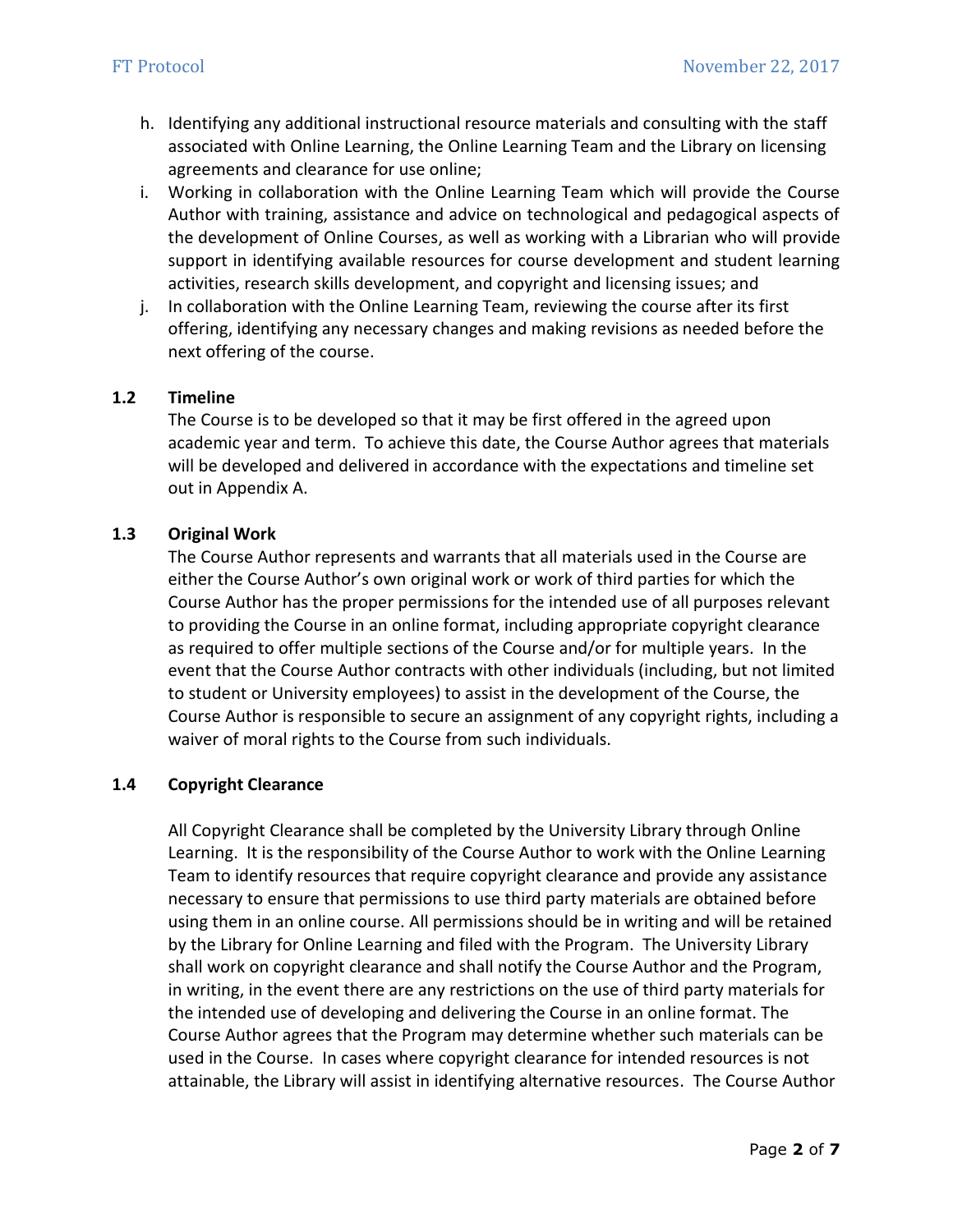h. Identifying any additional instructional resource materials and consulting with the staff associated with Online Learning, the Online Learning Team and the Library on licensing agreements and clearance for use online;
i. Working in collaboration with the Online Learning Team which will provide the Course Author with training, assistance and advice on technological and pedagogical aspects of the development of Online Courses, as well as working with a Librarian who will provide support in identifying available resources for course development and student learning activities, research skills development, and copyright and licensing issues; and
j. In collaboration with the Online Learning Team, reviewing the course after its first offering, identifying any necessary changes and making revisions as needed before the next offering of the course.

### 1.2 Timeline

The Course is to be developed so that it may be first offered in the agreed upon academic year and term. To achieve this date, the Course Author agrees that materials will be developed and delivered in accordance with the expectations and timeline set out in Appendix A.

### 1.3 Original Work

The Course Author represents and warrants that all materials used in the Course are either the Course Author's own original work or work of third parties for which the Course Author has the proper permissions for the intended use of all purposes relevant to providing the Course in an online format, including appropriate copyright clearance as required to offer multiple sections of the Course and/or for multiple years. In the event that the Course Author contracts with other individuals (including, but not limited to student or University employees) to assist in the development of the Course, the Course Author is responsible to secure an assignment of any copyright rights, including a waiver of moral rights to the Course from such individuals.

### 1.4 Copyright Clearance

All Copyright Clearance shall be completed by the University Library through Online Learning. It is the responsibility of the Course Author to work with the Online Learning Team to identify resources that require copyright clearance and provide any assistance necessary to ensure that permissions to use third party materials are obtained before using them in an online course. All permissions should be in writing and will be retained by the Library for Online Learning and filed with the Program. The University Library shall work on copyright clearance and shall notify the Course Author and the Program, in writing, in the event there are any restrictions on the use of third party materials for the intended use of developing and delivering the Course in an online format. The Course Author agrees that the Program may determine whether such materials can be used in the Course. In cases where copyright clearance for intended resources is not attainable, the Library will assist in identifying alternative resources. The Course Author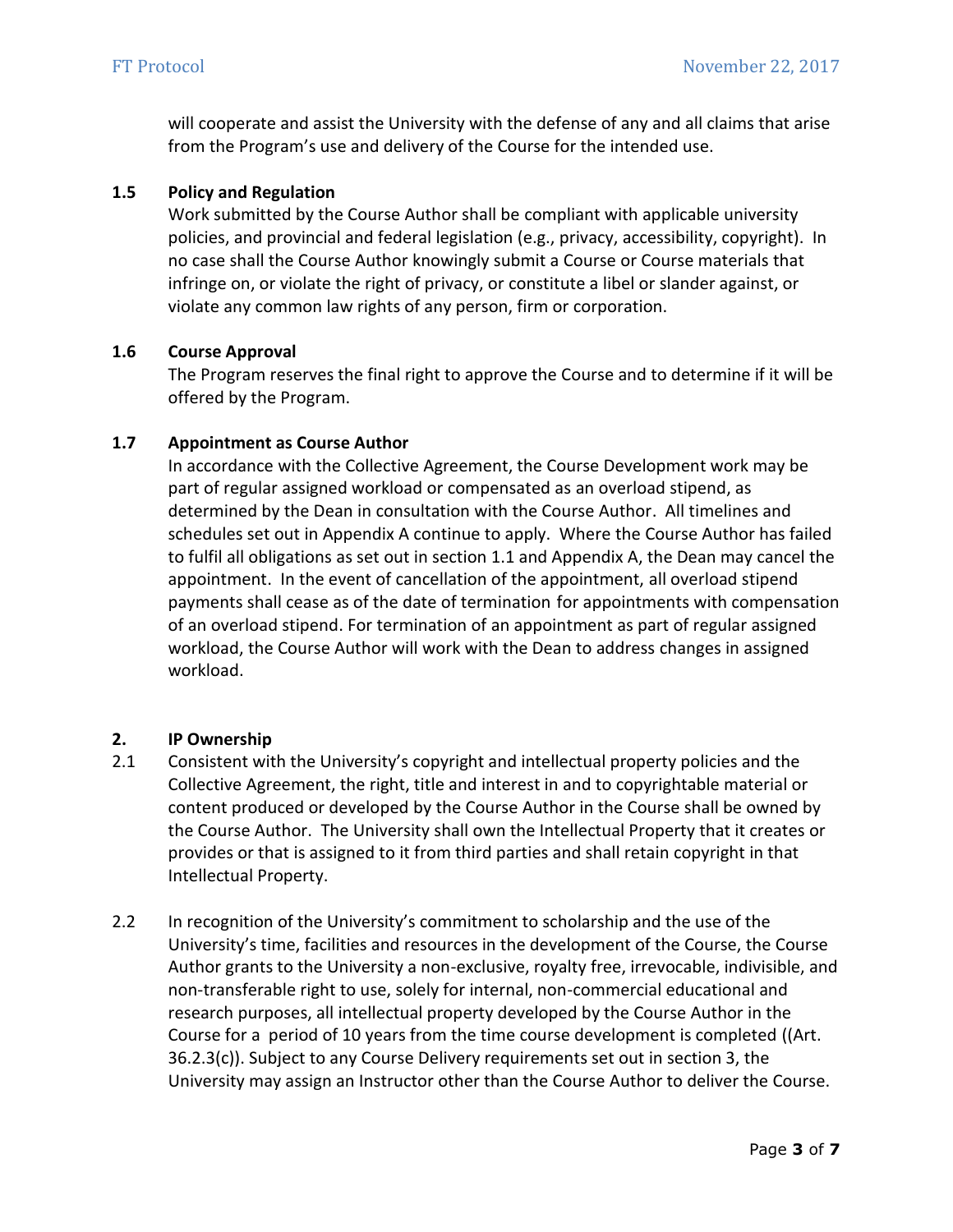will cooperate and assist the University with the defense of any and all claims that arise from the Program's use and delivery of the Course for the intended use.

### 1.5 Policy and Regulation

Work submitted by the Course Author shall be compliant with applicable university policies, and provincial and federal legislation (e.g., privacy, accessibility, copyright). In no case shall the Course Author knowingly submit a Course or Course materials that infringe on, or violate the right of privacy, or constitute a libel or slander against, or violate any common law rights of any person, firm or corporation.

### 1.6 Course Approval

The Program reserves the final right to approve the Course and to determine if it will be offered by the Program.

### 1.7 Appointment as Course Author

In accordance with the Collective Agreement, the Course Development work may be part of regular assigned workload or compensated as an overload stipend, as determined by the Dean in consultation with the Course Author. All timelines and schedules set out in Appendix A continue to apply. Where the Course Author has failed to fulfil all obligations as set out in section 1.1 and Appendix A, the Dean may cancel the appointment. In the event of cancellation of the appointment, all overload stipend payments shall cease as of the date of termination for appointments with compensation of an overload stipend. For termination of an appointment as part of regular assigned workload, the Course Author will work with the Dean to address changes in assigned workload.

## 2. IP Ownership

2.1 Consistent with the University's copyright and intellectual property policies and the Collective Agreement, the right, title and interest in and to copyrightable material or content produced or developed by the Course Author in the Course shall be owned by the Course Author. The University shall own the Intellectual Property that it creates or provides or that is assigned to it from third parties and shall retain copyright in that Intellectual Property.

2.2 In recognition of the University's commitment to scholarship and the use of the University's time, facilities and resources in the development of the Course, the Course Author grants to the University a non-exclusive, royalty free, irrevocable, indivisible, and non-transferable right to use, solely for internal, non-commercial educational and research purposes, all intellectual property developed by the Course Author in the Course for a period of 10 years from the time course development is completed ((Art. 36.2.3(c)). Subject to any Course Delivery requirements set out in section 3, the University may assign an Instructor other than the Course Author to deliver the Course.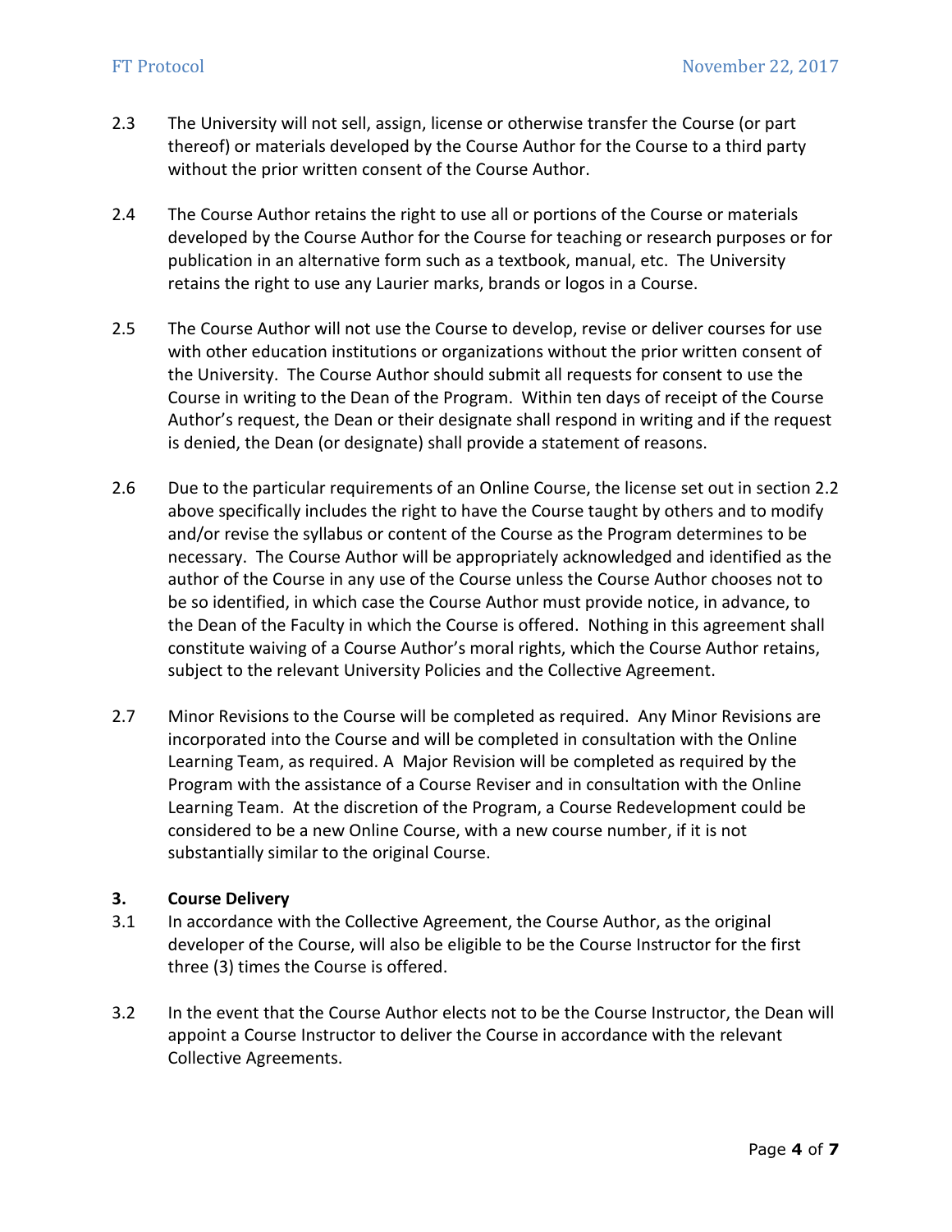2.3 The University will not sell, assign, license or otherwise transfer the Course (or part thereof) or materials developed by the Course Author for the Course to a third party without the prior written consent of the Course Author.

2.4 The Course Author retains the right to use all or portions of the Course or materials developed by the Course Author for the Course for teaching or research purposes or for publication in an alternative form such as a textbook, manual, etc. The University retains the right to use any Laurier marks, brands or logos in a Course.

2.5 The Course Author will not use the Course to develop, revise or deliver courses for use with other education institutions or organizations without the prior written consent of the University. The Course Author should submit all requests for consent to use the Course in writing to the Dean of the Program. Within ten days of receipt of the Course Author's request, the Dean or their designate shall respond in writing and if the request is denied, the Dean (or designate) shall provide a statement of reasons.

2.6 Due to the particular requirements of an Online Course, the license set out in section 2.2 above specifically includes the right to have the Course taught by others and to modify and/or revise the syllabus or content of the Course as the Program determines to be necessary. The Course Author will be appropriately acknowledged and identified as the author of the Course in any use of the Course unless the Course Author chooses not to be so identified, in which case the Course Author must provide notice, in advance, to the Dean of the Faculty in which the Course is offered. Nothing in this agreement shall constitute waiving of a Course Author's moral rights, which the Course Author retains, subject to the relevant University Policies and the Collective Agreement.

2.7 Minor Revisions to the Course will be completed as required. Any Minor Revisions are incorporated into the Course and will be completed in consultation with the Online Learning Team, as required. A Major Revision will be completed as required by the Program with the assistance of a Course Reviser and in consultation with the Online Learning Team. At the discretion of the Program, a Course Redevelopment could be considered to be a new Online Course, with a new course number, if it is not substantially similar to the original Course.

### 3. Course Delivery

3.1 In accordance with the Collective Agreement, the Course Author, as the original developer of the Course, will also be eligible to be the Course Instructor for the first three (3) times the Course is offered.

3.2 In the event that the Course Author elects not to be the Course Instructor, the Dean will appoint a Course Instructor to deliver the Course in accordance with the relevant Collective Agreements.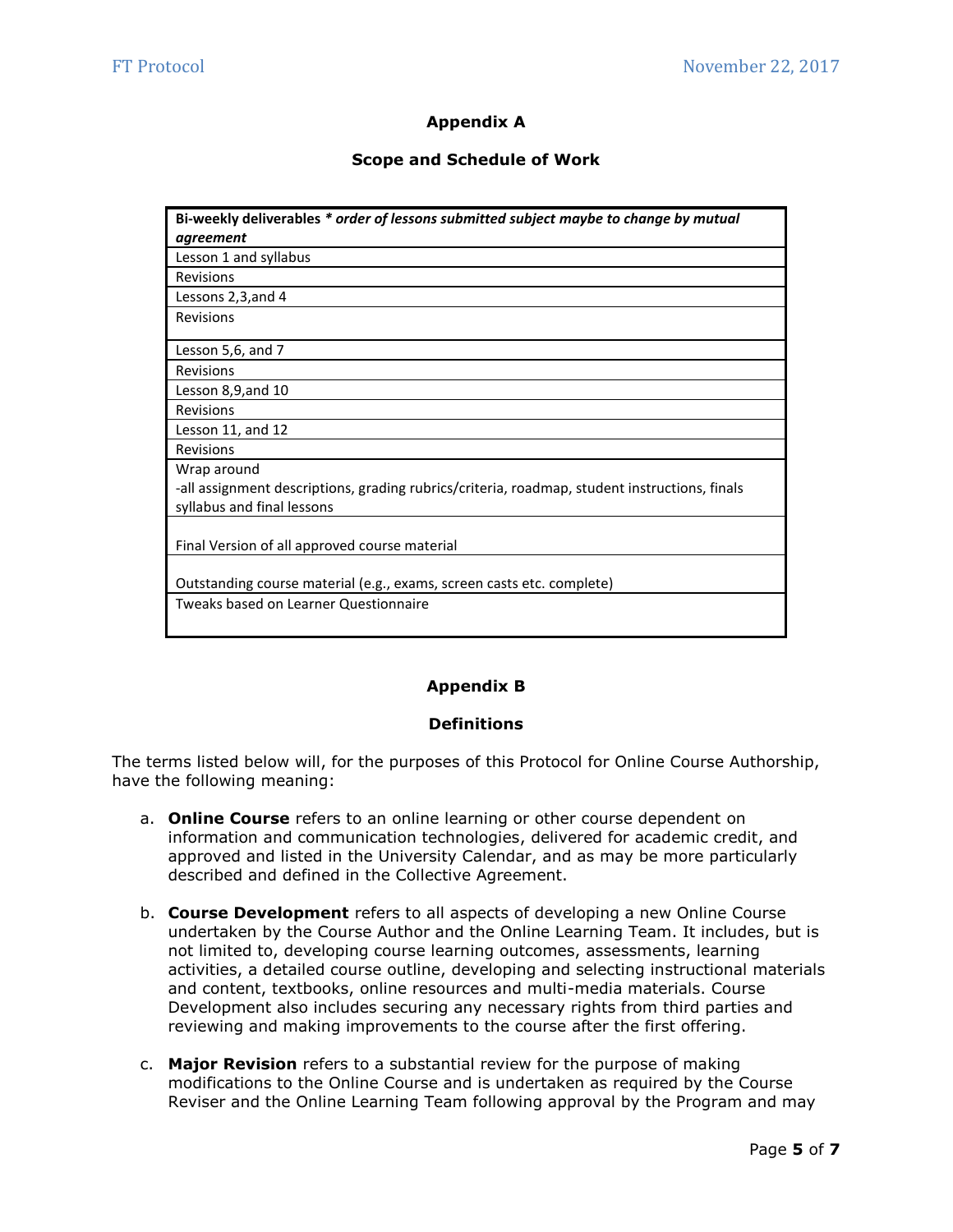## Appendix A

## Scope and Schedule of Work

| **Bi-weekly deliverables** ***\* order of lessons submitted subject maybe to change by mutual agreement*** |
|---|
| Lesson 1 and syllabus |
| Revisions |
| Lessons 2,3,and 4 |
| Revisions |
| Lesson 5,6, and 7 |
| Revisions |
| Lesson 8,9,and 10 |
| Revisions |
| Lesson 11, and 12 |
| Revisions |
| Wrap around<br>-all assignment descriptions, grading rubrics/criteria, roadmap, student instructions, finals syllabus and final lessons |
| Final Version of all approved course material |
| Outstanding course material (e.g., exams, screen casts etc. complete) |
| Tweaks based on Learner Questionnaire |

## Appendix B

## Definitions

The terms listed below will, for the purposes of this Protocol for Online Course Authorship, have the following meaning:

a. **Online Course** refers to an online learning or other course dependent on information and communication technologies, delivered for academic credit, and approved and listed in the University Calendar, and as may be more particularly described and defined in the Collective Agreement.

b. **Course Development** refers to all aspects of developing a new Online Course undertaken by the Course Author and the Online Learning Team. It includes, but is not limited to, developing course learning outcomes, assessments, learning activities, a detailed course outline, developing and selecting instructional materials and content, textbooks, online resources and multi-media materials. Course Development also includes securing any necessary rights from third parties and reviewing and making improvements to the course after the first offering.

c. **Major Revision** refers to a substantial review for the purpose of making modifications to the Online Course and is undertaken as required by the Course Reviser and the Online Learning Team following approval by the Program and may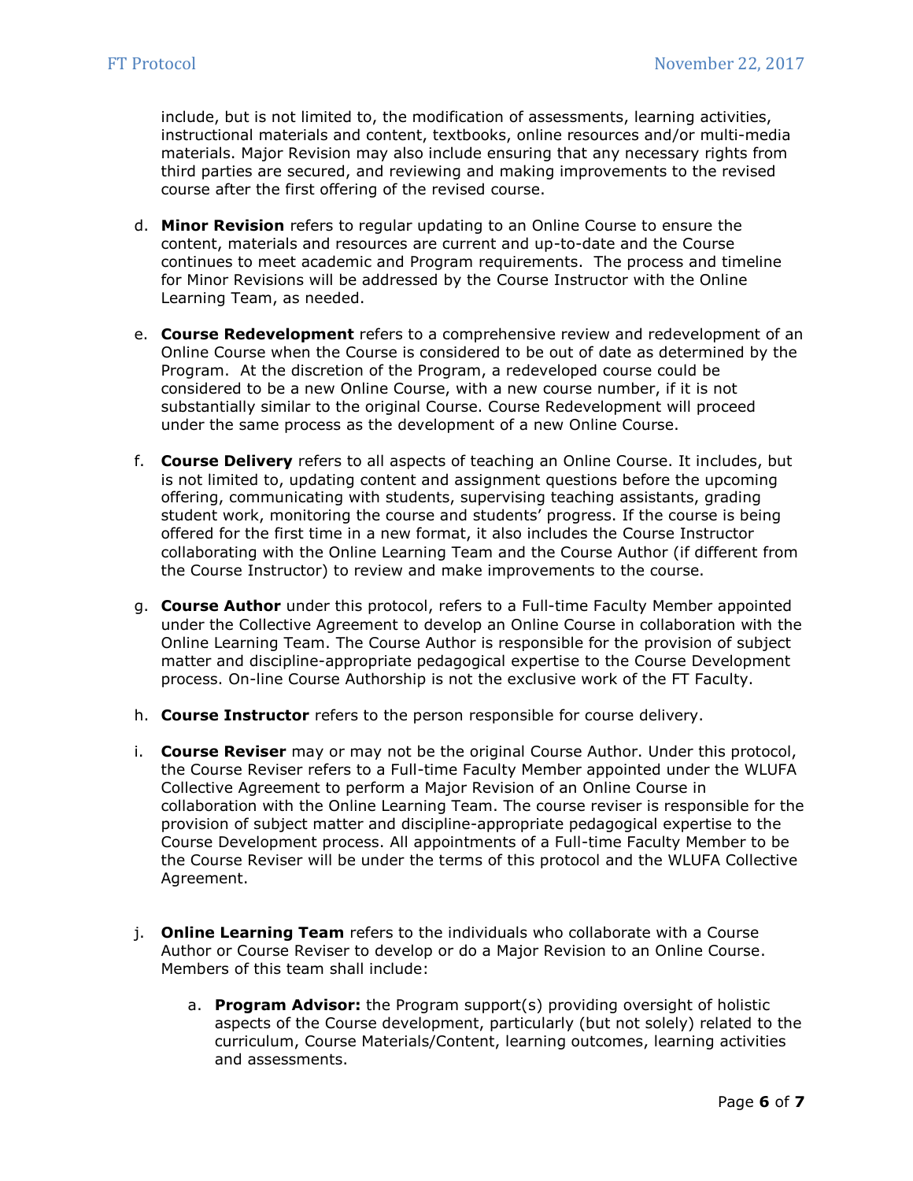include, but is not limited to, the modification of assessments, learning activities, instructional materials and content, textbooks, online resources and/or multi-media materials. Major Revision may also include ensuring that any necessary rights from third parties are secured, and reviewing and making improvements to the revised course after the first offering of the revised course.

d. **Minor Revision** refers to regular updating to an Online Course to ensure the content, materials and resources are current and up-to-date and the Course continues to meet academic and Program requirements. The process and timeline for Minor Revisions will be addressed by the Course Instructor with the Online Learning Team, as needed.

e. **Course Redevelopment** refers to a comprehensive review and redevelopment of an Online Course when the Course is considered to be out of date as determined by the Program. At the discretion of the Program, a redeveloped course could be considered to be a new Online Course, with a new course number, if it is not substantially similar to the original Course. Course Redevelopment will proceed under the same process as the development of a new Online Course.

f. **Course Delivery** refers to all aspects of teaching an Online Course. It includes, but is not limited to, updating content and assignment questions before the upcoming offering, communicating with students, supervising teaching assistants, grading student work, monitoring the course and students' progress. If the course is being offered for the first time in a new format, it also includes the Course Instructor collaborating with the Online Learning Team and the Course Author (if different from the Course Instructor) to review and make improvements to the course.

g. **Course Author** under this protocol, refers to a Full-time Faculty Member appointed under the Collective Agreement to develop an Online Course in collaboration with the Online Learning Team. The Course Author is responsible for the provision of subject matter and discipline-appropriate pedagogical expertise to the Course Development process. On-line Course Authorship is not the exclusive work of the FT Faculty.

h. **Course Instructor** refers to the person responsible for course delivery.

i. **Course Reviser** may or may not be the original Course Author. Under this protocol, the Course Reviser refers to a Full-time Faculty Member appointed under the WLUFA Collective Agreement to perform a Major Revision of an Online Course in collaboration with the Online Learning Team. The course reviser is responsible for the provision of subject matter and discipline-appropriate pedagogical expertise to the Course Development process. All appointments of a Full-time Faculty Member to be the Course Reviser will be under the terms of this protocol and the WLUFA Collective Agreement.

j. **Online Learning Team** refers to the individuals who collaborate with a Course Author or Course Reviser to develop or do a Major Revision to an Online Course. Members of this team shall include:

    a. **Program Advisor:** the Program support(s) providing oversight of holistic aspects of the Course development, particularly (but not solely) related to the curriculum, Course Materials/Content, learning outcomes, learning activities and assessments.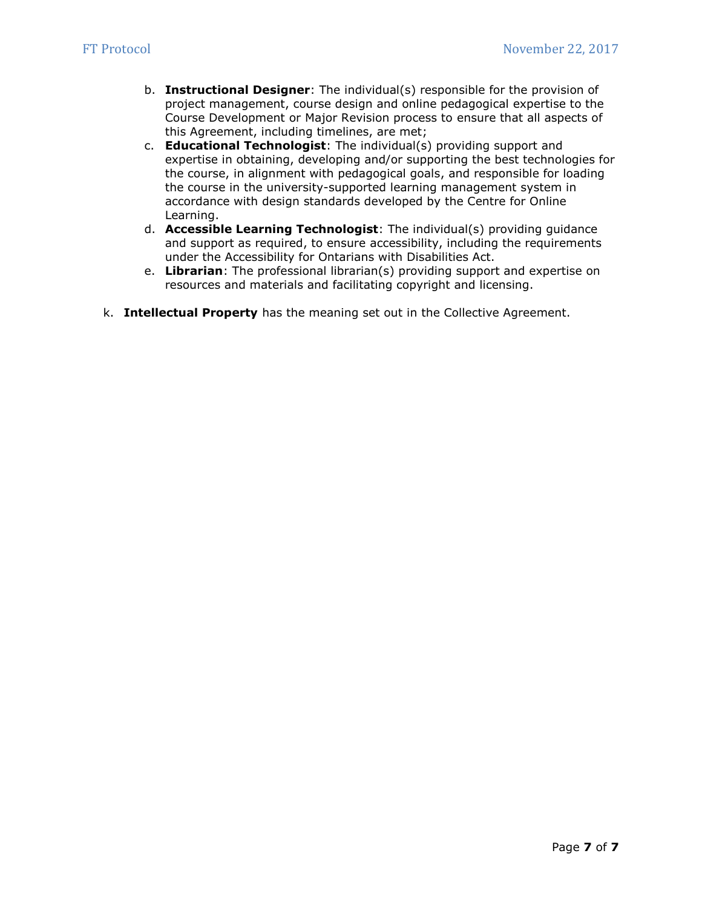b. **Instructional Designer**: The individual(s) responsible for the provision of project management, course design and online pedagogical expertise to the Course Development or Major Revision process to ensure that all aspects of this Agreement, including timelines, are met;
c. **Educational Technologist**: The individual(s) providing support and expertise in obtaining, developing and/or supporting the best technologies for the course, in alignment with pedagogical goals, and responsible for loading the course in the university-supported learning management system in accordance with design standards developed by the Centre for Online Learning.
d. **Accessible Learning Technologist**: The individual(s) providing guidance and support as required, to ensure accessibility, including the requirements under the Accessibility for Ontarians with Disabilities Act.
e. **Librarian**: The professional librarian(s) providing support and expertise on resources and materials and facilitating copyright and licensing.

k. **Intellectual Property** has the meaning set out in the Collective Agreement.